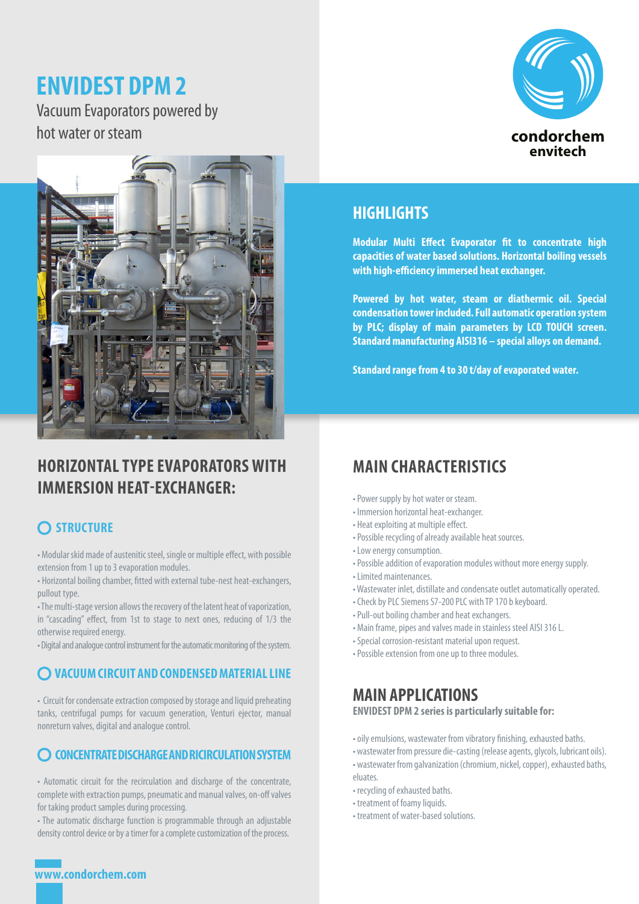# ENVIDEST DPM 2

Vacuum Evaporators powered by hot water or steam

condorchem envitech

## HIGHLIGHTS

**Modular Multi Effect Evaporator fit to concentrate high capacities of water based solutions. Horizontal boiling vessels with high-efficiency immersed heat exchanger.**

**Powered by hot water, steam or diathermic oil. Special condensation tower included. Full automatic operation system by PLC; display of main parameters by LCD TOUCH screen. Standard manufacturing AISI316 – special alloys on demand.**

**Standard range from 4 to 30 t/day of evaporated water.**

## HORIZONTAL TYPE EVAPORATORS WITH IMMERSION HEAT-EXCHANGER:

### STRUCTURE

- Modular skid made of austenitic steel, single or multiple effect, with possible extension from 1 up to 3 evaporation modules.
- Horizontal boiling chamber, fitted with external tube-nest heat-exchangers, pullout type.
- The multi-stage version allows the recovery of the latent heat of vaporization, in "cascading" effect, from 1st to stage to next ones, reducing of 1/3 the otherwise required energy.
- Digital and analogue control instrument for the automatic monitoring of the system.

### VACUUM CIRCUIT AND CONDENSED MATERIAL LINE

- Circuit for condensate extraction composed by storage and liquid preheating tanks, centrifugal pumps for vacuum generation, Venturi ejector, manual nonreturn valves, digital and analogue control.

### CONCENTRATE DISCHARGE AND RICIRCULATION SYSTEM

- Automatic circuit for the recirculation and discharge of the concentrate, complete with extraction pumps, pneumatic and manual valves, on-off valves for taking product samples during processing.
- The automatic discharge function is programmable through an adjustable density control device or by a timer for a complete customization of the process.

## MAIN CHARACTERISTICS

- Power supply by hot water or steam.
- Immersion horizontal heat-exchanger.
- Heat exploiting at multiple effect.
- Possible recycling of already available heat sources.
- Low energy consumption.
- Possible addition of evaporation modules without more energy supply.
- Limited maintenances.
- Wastewater inlet, distillate and condensate outlet automatically operated.
- Check by PLC Siemens S7-200 PLC with TP 170 b keyboard.
- Pull-out boiling chamber and heat exchangers.
- Main frame, pipes and valves made in stainless steel AISI 316 L.
- Special corrosion-resistant material upon request.
- Possible extension from one up to three modules.

## MAIN APPLICATIONS

**ENVIDEST DPM 2 series is particularly suitable for:**

- oily emulsions, wastewater from vibratory finishing, exhausted baths.
- wastewater from pressure die-casting (release agents, glycols, lubricant oils).
- wastewater from galvanization (chromium, nickel, copper), exhausted baths, eluates.
- recycling of exhausted baths.
- treatment of foamy liquids.
- treatment of water-based solutions.

www.condorchem.com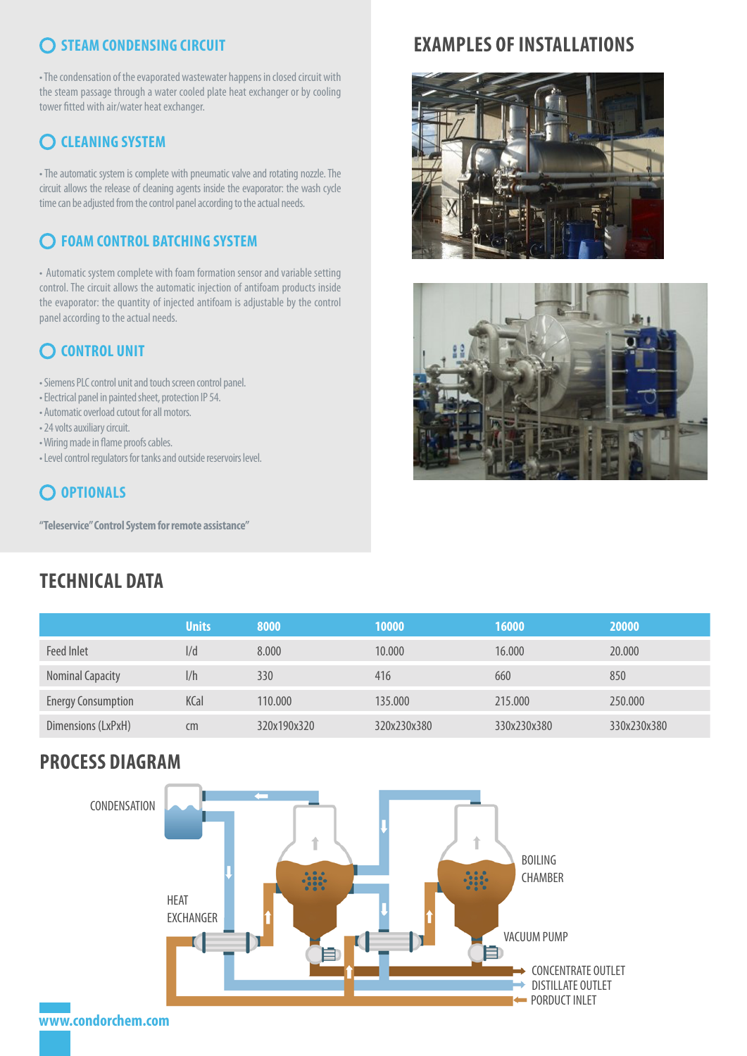## STEAM CONDENSING CIRCUIT

- The condensation of the evaporated wastewater happens in closed circuit with the steam passage through a water cooled plate heat exchanger or by cooling tower fitted with air/water heat exchanger.

## CLEANING SYSTEM

- The automatic system is complete with pneumatic valve and rotating nozzle. The circuit allows the release of cleaning agents inside the evaporator: the wash cycle time can be adjusted from the control panel according to the actual needs.

## FOAM CONTROL BATCHING SYSTEM

- Automatic system complete with foam formation sensor and variable setting control. The circuit allows the automatic injection of antifoam products inside the evaporator: the quantity of injected antifoam is adjustable by the control panel according to the actual needs.

## CONTROL UNIT

- Siemens PLC control unit and touch screen control panel.
- Electrical panel in painted sheet, protection IP 54.
- Automatic overload cutout for all motors.
- 24 volts auxiliary circuit.
- Wiring made in flame proofs cables.
- Level control regulators for tanks and outside reservoirs level.

## OPTIONALS

**"Teleservice" Control System for remote assistance"**

## EXAMPLES OF INSTALLATIONS

## TECHNICAL DATA

| | Units | 8000 | 10000 | 16000 | 20000 |
|---|---|---|---|---|---|
| Feed Inlet | l/d | 8.000 | 10.000 | 16.000 | 20.000 |
| Nominal Capacity | l/h | 330 | 416 | 660 | 850 |
| Energy Consumption | KCal | 110.000 | 135.000 | 215.000 | 250.000 |
| Dimensions (LxPxH) | cm | 320x190x320 | 320x230x380 | 330x230x380 | 330x230x380 |

## PROCESS DIAGRAM

CONDENSATION

HEAT EXCHANGER

BOILING CHAMBER

VACUUM PUMP

CONCENTRATE OUTLET

DISTILLATE OUTLET

PORDUCT INLET

www.condorchem.com